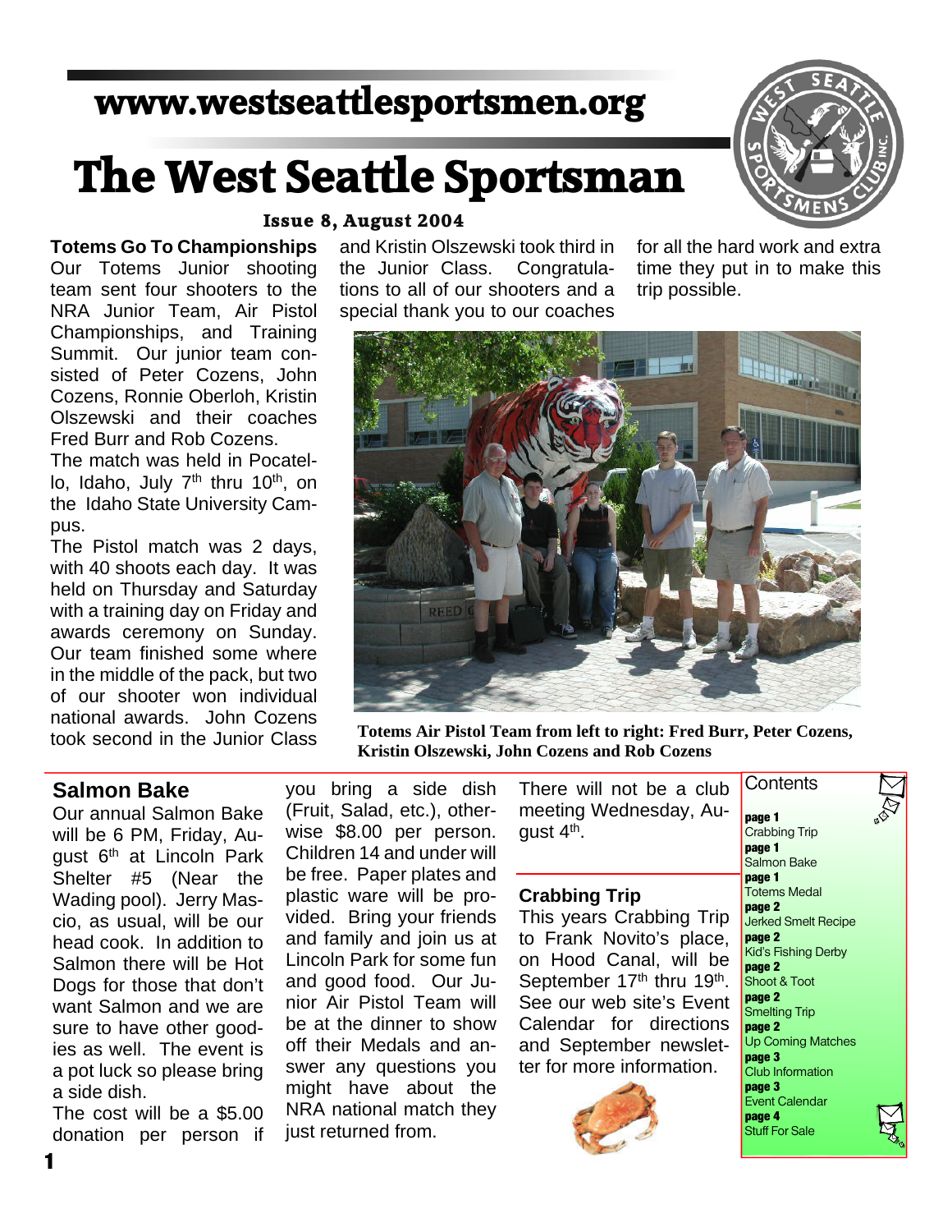www.westseattlesportsmen.org

# The West Seattle Sportsman

**Issue 8, August 2004**

## Totems Go To Championships

Our Totems Junior shooting team sent four shooters to the NRA Junior Team, Air Pistol Championships, and Training Summit. Our junior team consisted of Peter Cozens, John Cozens, Ronnie Oberloh, Kristin Olszewski and their coaches Fred Burr and Rob Cozens.

The match was held in Pocatello, Idaho, July 7th thru 10th, on the Idaho State University Campus.

The Pistol match was 2 days, with 40 shoots each day. It was held on Thursday and Saturday with a training day on Friday and awards ceremony on Sunday. Our team finished some where in the middle of the pack, but two of our shooter won individual national awards. John Cozens took second in the Junior Class and Kristin Olszewski took third in the Junior Class. Congratulations to all of our shooters and a special thank you to our coaches for all the hard work and extra time they put in to make this trip possible.

**Totems Air Pistol Team from left to right: Fred Burr, Peter Cozens, Kristin Olszewski, John Cozens and Rob Cozens**

## Salmon Bake

Our annual Salmon Bake will be 6 PM, Friday, August 6th at Lincoln Park Shelter #5 (Near the Wading pool). Jerry Mascio, as usual, will be our head cook. In addition to Salmon there will be Hot Dogs for those that don't want Salmon and we are sure to have other goodies as well. The event is a pot luck so please bring a side dish.

The cost will be a $5.00 donation per person if you bring a side dish (Fruit, Salad, etc.), otherwise $8.00 per person. Children 14 and under will be free. Paper plates and plastic ware will be provided. Bring your friends and family and join us at Lincoln Park for some fun and good food. Our Junior Air Pistol Team will be at the dinner to show off their Medals and answer any questions you might have about the NRA national match they just returned from.

There will not be a club meeting Wednesday, August 4th.

## Crabbing Trip

This years Crabbing Trip to Frank Novito's place, on Hood Canal, will be September 17th thru 19th. See our web site's Event Calendar for directions and September newsletter for more information.

## Contents

- **page 1** Crabbing Trip
- **page 1** Salmon Bake
- **page 1** Totems Medal
- **page 2** Jerked Smelt Recipe
- **page 2** Kid's Fishing Derby
- **page 2** Shoot & Toot
- **page 2** Smelting Trip
- **page 2** Up Coming Matches
- **page 3** Club Information
- **page 3** Event Calendar
- **page 4** Stuff For Sale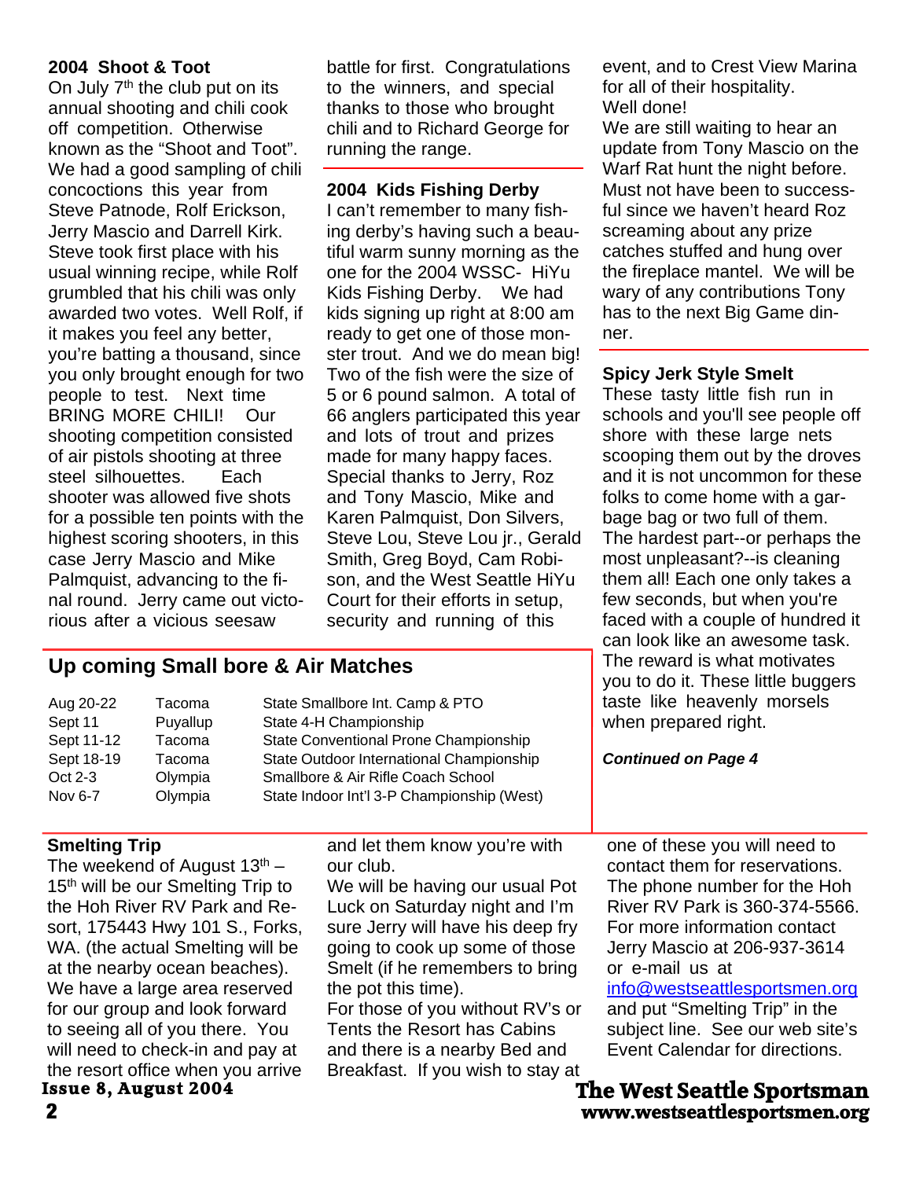## 2004 Shoot & Toot

On July 7th the club put on its annual shooting and chili cook off competition. Otherwise known as the "Shoot and Toot". We had a good sampling of chili concoctions this year from Steve Patnode, Rolf Erickson, Jerry Mascio and Darrell Kirk. Steve took first place with his usual winning recipe, while Rolf grumbled that his chili was only awarded two votes. Well Rolf, if it makes you feel any better, you're batting a thousand, since you only brought enough for two people to test. Next time BRING MORE CHILI! Our shooting competition consisted of air pistols shooting at three steel silhouettes. Each shooter was allowed five shots for a possible ten points with the highest scoring shooters, in this case Jerry Mascio and Mike Palmquist, advancing to the final round. Jerry came out victorious after a vicious seesaw battle for first. Congratulations to the winners, and special thanks to those who brought chili and to Richard George for running the range.

## 2004 Kids Fishing Derby

I can't remember to many fishing derby's having such a beautiful warm sunny morning as the one for the 2004 WSSC- HiYu Kids Fishing Derby. We had kids signing up right at 8:00 am ready to get one of those monster trout. And we do mean big! Two of the fish were the size of 5 or 6 pound salmon. A total of 66 anglers participated this year and lots of trout and prizes made for many happy faces. Special thanks to Jerry, Roz and Tony Mascio, Mike and Karen Palmquist, Don Silvers, Steve Lou, Steve Lou jr., Gerald Smith, Greg Boyd, Cam Robison, and the West Seattle HiYu Court for their efforts in setup, security and running of this event, and to Crest View Marina for all of their hospitality.

Well done!

We are still waiting to hear an update from Tony Mascio on the Warf Rat hunt the night before. Must not have been successful since we haven't heard Roz screaming about any prize catches stuffed and hung over the fireplace mantel. We will be wary of any contributions Tony has to the next Big Game dinner.

## Spicy Jerk Style Smelt

These tasty little fish run in schools and you'll see people off shore with these large nets scooping them out by the droves and it is not uncommon for these folks to come home with a garbage bag or two full of them. The hardest part--or perhaps the most unpleasant?--is cleaning them all! Each one only takes a few seconds, but when you're faced with a couple of hundred it can look like an awesome task. The reward is what motivates you to do it. These little buggers taste like heavenly morsels when prepared right.

***Continued on Page 4***

## Up coming Small bore & Air Matches

| | | |
|---|---|---|
| Aug 20-22 | Tacoma | State Smallbore Int. Camp & PTO |
| Sept 11 | Puyallup | State 4-H Championship |
| Sept 11-12 | Tacoma | State Conventional Prone Championship |
| Sept 18-19 | Tacoma | State Outdoor International Championship |
| Oct 2-3 | Olympia | Smallbore & Air Rifle Coach School |
| Nov 6-7 | Olympia | State Indoor Int'l 3-P Championship (West) |

## Smelting Trip

The weekend of August 13th – 15th will be our Smelting Trip to the Hoh River RV Park and Resort, 175443 Hwy 101 S., Forks, WA. (the actual Smelting will be at the nearby ocean beaches). We have a large area reserved for our group and look forward to seeing all of you there. You will need to check-in and pay at the resort office when you arrive and let them know you're with our club.

We will be having our usual Pot Luck on Saturday night and I'm sure Jerry will have his deep fry going to cook up some of those Smelt (if he remembers to bring the pot this time).

For those of you without RV's or Tents the Resort has Cabins and there is a nearby Bed and Breakfast. If you wish to stay at one of these you will need to contact them for reservations. The phone number for the Hoh River RV Park is 360-374-5566. For more information contact Jerry Mascio at 206-937-3614 or e-mail us at info@westseattlesportsmen.org and put "Smelting Trip" in the subject line. See our web site's Event Calendar for directions.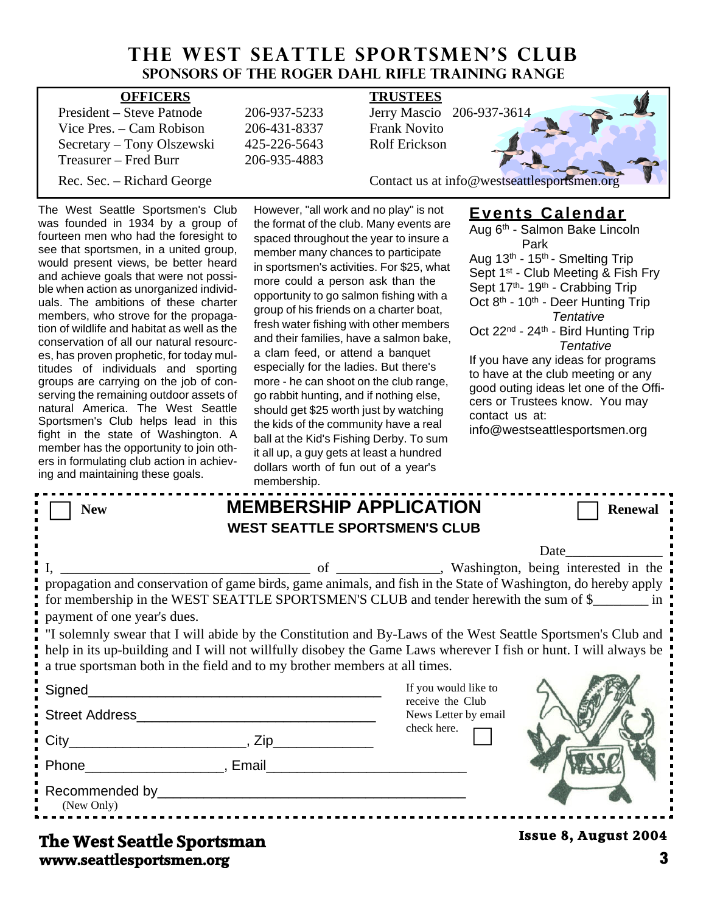# THE WEST SEATTLE SPORTSMEN'S CLUB

## SPONSORS OF THE ROGER DAHL RIFLE TRAINING RANGE

**OFFICERS**

| | |
|---|---|
| President – Steve Patnode | 206-937-5233 |
| Vice Pres. – Cam Robison | 206-431-8337 |
| Secretary – Tony Olszewski | 425-226-5643 |
| Treasurer – Fred Burr | 206-935-4883 |
| Rec. Sec. – Richard George | |

**TRUSTEES**

Jerry Mascio 206-937-3614
Frank Novito
Rolf Erickson

Contact us at info@westseattlesportsmen.org

The West Seattle Sportsmen's Club was founded in 1934 by a group of fourteen men who had the foresight to see that sportsmen, in a united group, would present views, be better heard and achieve goals that were not possible when action as unorganized individuals. The ambitions of these charter members, who strove for the propagation of wildlife and habitat as well as the conservation of all our natural resources, has proven prophetic, for today multitudes of individuals and sporting groups are carrying on the job of conserving the remaining outdoor assets of natural America. The West Seattle Sportsmen's Club helps lead in this fight in the state of Washington. A member has the opportunity to join others in formulating club action in achieving and maintaining these goals.

However, "all work and no play" is not the format of the club. Many events are spaced throughout the year to insure a member many chances to participate in sportsmen's activities. For $25, what more could a person ask than the opportunity to go salmon fishing with a group of his friends on a charter boat, fresh water fishing with other members and their families, have a salmon bake, a clam feed, or attend a banquet especially for the ladies. But there's more - he can shoot on the club range, go rabbit hunting, and if nothing else, should get $25 worth just by watching the kids of the community have a real ball at the Kid's Fishing Derby. To sum it all up, a guy gets at least a hundred dollars worth of fun out of a year's membership.

## Events Calendar

Aug 6th - Salmon Bake Lincoln Park
Aug 13th - 15th - Smelting Trip
Sept 1st - Club Meeting & Fish Fry
Sept 17th- 19th - Crabbing Trip
Oct 8th - 10th - Deer Hunting Trip *Tentative*
Oct 22nd - 24th - Bird Hunting Trip *Tentative*

If you have any ideas for programs to have at the club meeting or any good outing ideas let one of the Officers or Trustees know. You may contact us at: info@westseattlesportsmen.org

---

☐ New **MEMBERSHIP APPLICATION** ☐ Renewal

**WEST SEATTLE SPORTSMEN'S CLUB**

Date______________

I, ____________________________________ of ______________, Washington, being interested in the propagation and conservation of game birds, game animals, and fish in the State of Washington, do hereby apply for membership in the WEST SEATTLE SPORTSMEN'S CLUB and tender herewith the sum of $________ in payment of one year's dues.

"I solemnly swear that I will abide by the Constitution and By-Laws of the West Seattle Sportsmen's Club and help in its up-building and I will not willfully disobey the Game Laws wherever I fish or hunt. I will always be a true sportsman both in the field and to my brother members at all times.

Signed______________________________________

Street Address_______________________________

City______________________, Zip_____________

Phone_________________, Email_________________________

Recommended by_______________________________________
(New Only)

If you would like to receive the Club News Letter by email check here. ☐

**The West Seattle Sportsman**
**www.seattlesportsmen.org**

**Issue 8, August 2004**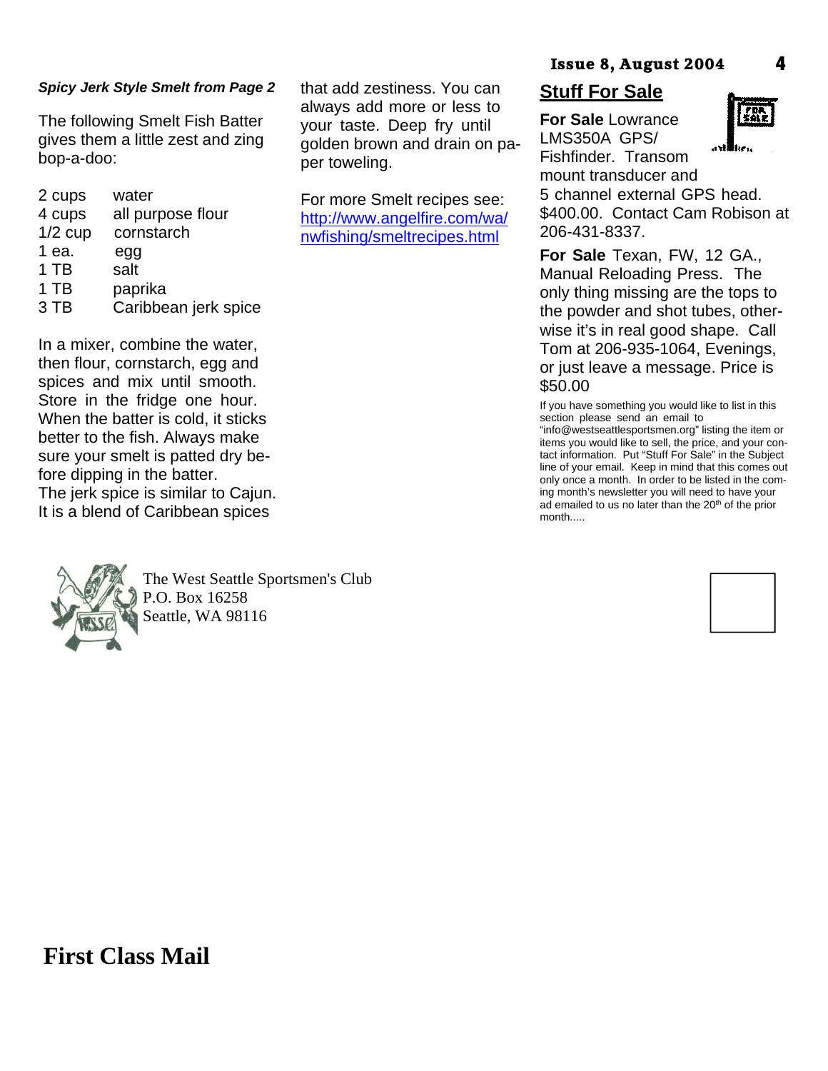***Spicy Jerk Style Smelt from Page 2***

The following Smelt Fish Batter gives them a little zest and zing bop-a-doo:

| | |
|---|---|
| 2 cups | water |
| 4 cups | all purpose flour |
| 1/2 cup | cornstarch |
| 1 ea. | egg |
| 1 TB | salt |
| 1 TB | paprika |
| 3 TB | Caribbean jerk spice |

In a mixer, combine the water, then flour, cornstarch, egg and spices and mix until smooth. Store in the fridge one hour. When the batter is cold, it sticks better to the fish. Always make sure your smelt is patted dry before dipping in the batter.
The jerk spice is similar to Cajun. It is a blend of Caribbean spices that add zestiness. You can always add more or less to your taste. Deep fry until golden brown and drain on paper toweling.

For more Smelt recipes see: http://www.angelfire.com/wa/nwfishing/smeltrecipes.html

## Stuff For Sale

**For Sale** Lowrance LMS350A GPS/ Fishfinder. Transom mount transducer and 5 channel external GPS head. $400.00. Contact Cam Robison at 206-431-8337.

**For Sale** Texan, FW, 12 GA., Manual Reloading Press. The only thing missing are the tops to the powder and shot tubes, otherwise it's in real good shape. Call Tom at 206-935-1064, Evenings, or just leave a message. Price is $50.00

If you have something you would like to list in this section please send an email to "info@westseattlesportsmen.org" listing the item or items you would like to sell, the price, and your contact information. Put "Stuff For Sale" in the Subject line of your email. Keep in mind that this comes out only once a month. In order to be listed in the coming month's newsletter you will need to have your ad emailed to us no later than the 20th of the prior month.....

The West Seattle Sportsmen's Club
P.O. Box 16258
Seattle, WA 98116

**First Class Mail**